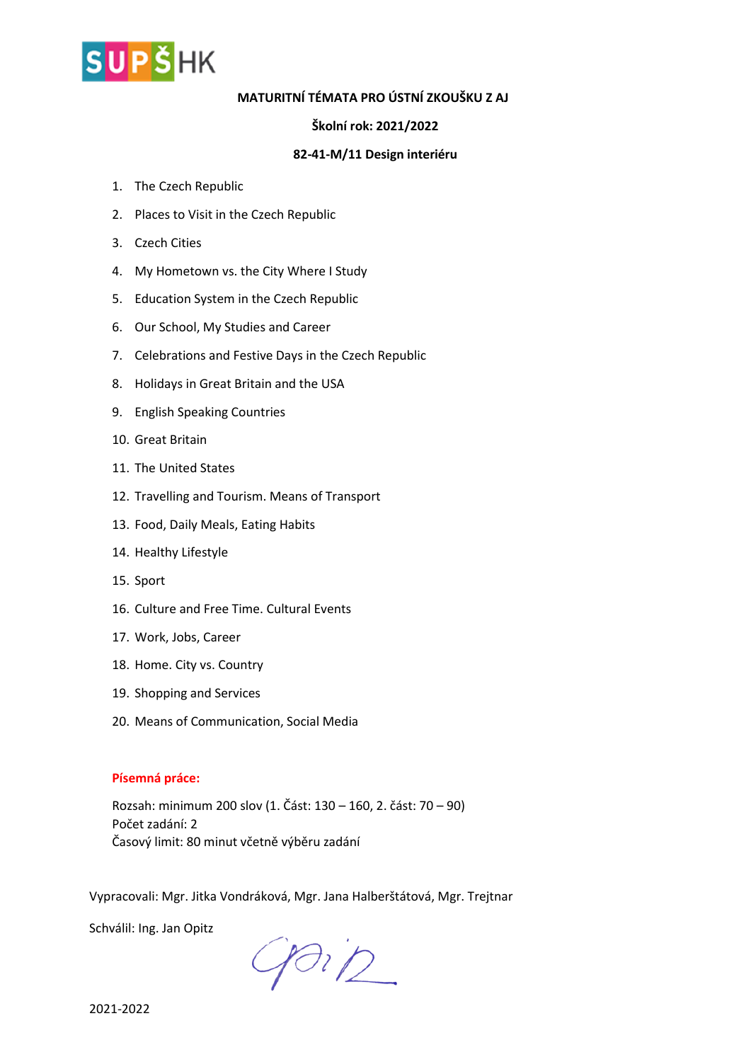**MATURITNÍ TÉMATA PRO ÚSTNÍ ZKOUŠKU Z AJ**

**Školní rok: 2021/2022**

**82-41-M/11 Design interiéru**

1. The Czech Republic
2. Places to Visit in the Czech Republic
3. Czech Cities
4. My Hometown vs. the City Where I Study
5. Education System in the Czech Republic
6. Our School, My Studies and Career
7. Celebrations and Festive Days in the Czech Republic
8. Holidays in Great Britain and the USA
9. English Speaking Countries
10. Great Britain
11. The United States
12. Travelling and Tourism. Means of Transport
13. Food, Daily Meals, Eating Habits
14. Healthy Lifestyle
15. Sport
16. Culture and Free Time. Cultural Events
17. Work, Jobs, Career
18. Home. City vs. Country
19. Shopping and Services
20. Means of Communication, Social Media

**Písemná práce:**

Rozsah: minimum 200 slov (1. Část: 130 – 160, 2. část: 70 – 90)
Počet zadání: 2
Časový limit: 80 minut včetně výběru zadání

Vypracovali: Mgr. Jitka Vondráková, Mgr. Jana Halberštátová, Mgr. Trejtnar

Schválil: Ing. Jan Opitz

2021-2022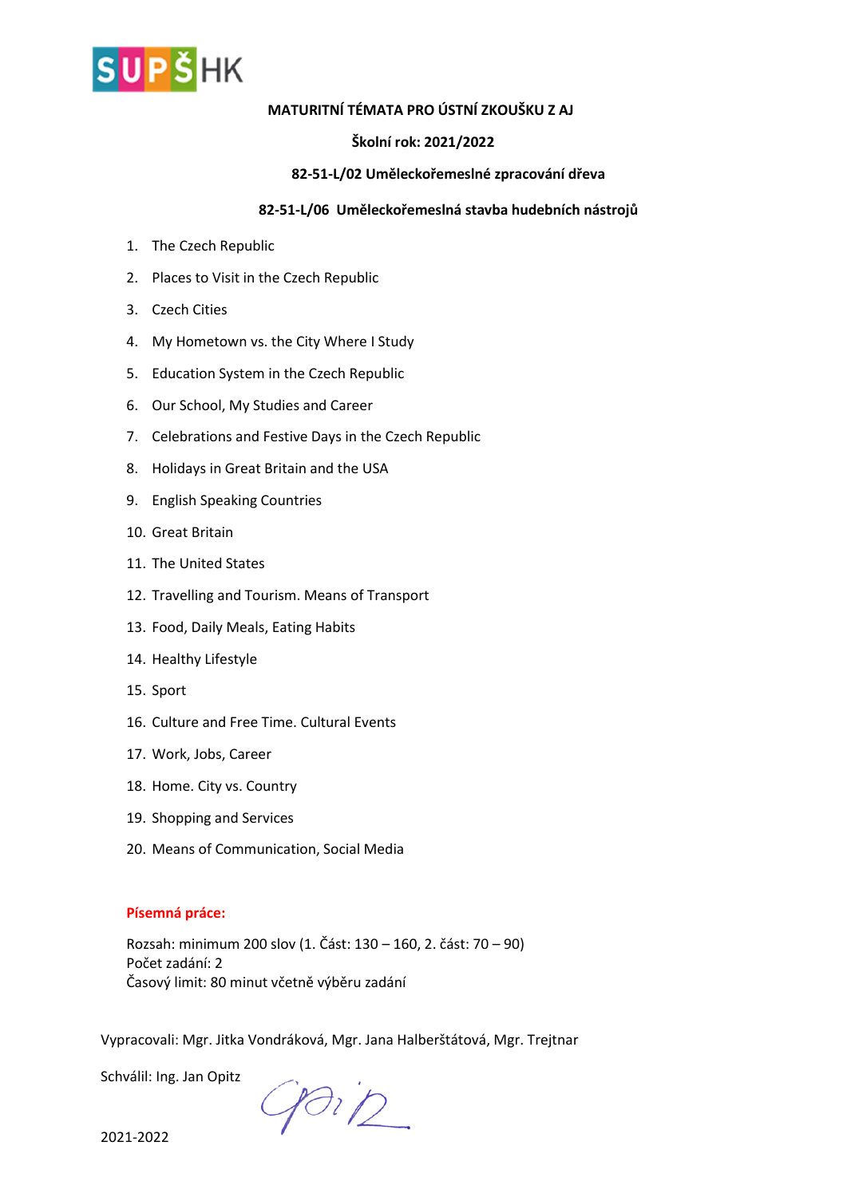**MATURITNÍ TÉMATA PRO ÚSTNÍ ZKOUŠKU Z AJ**

**Školní rok: 2021/2022**

**82-51-L/02 Uměleckořemeslné zpracování dřeva**

**82-51-L/06 Uměleckořemeslná stavba hudebních nástrojů**

1. The Czech Republic
2. Places to Visit in the Czech Republic
3. Czech Cities
4. My Hometown vs. the City Where I Study
5. Education System in the Czech Republic
6. Our School, My Studies and Career
7. Celebrations and Festive Days in the Czech Republic
8. Holidays in Great Britain and the USA
9. English Speaking Countries
10. Great Britain
11. The United States
12. Travelling and Tourism. Means of Transport
13. Food, Daily Meals, Eating Habits
14. Healthy Lifestyle
15. Sport
16. Culture and Free Time. Cultural Events
17. Work, Jobs, Career
18. Home. City vs. Country
19. Shopping and Services
20. Means of Communication, Social Media

**Písemná práce:**

Rozsah: minimum 200 slov (1. Část: 130 – 160, 2. část: 70 – 90)
Počet zadání: 2
Časový limit: 80 minut včetně výběru zadání

Vypracovali: Mgr. Jitka Vondráková, Mgr. Jana Halberštátová, Mgr. Trejtnar

Schválil: Ing. Jan Opitz

2021-2022